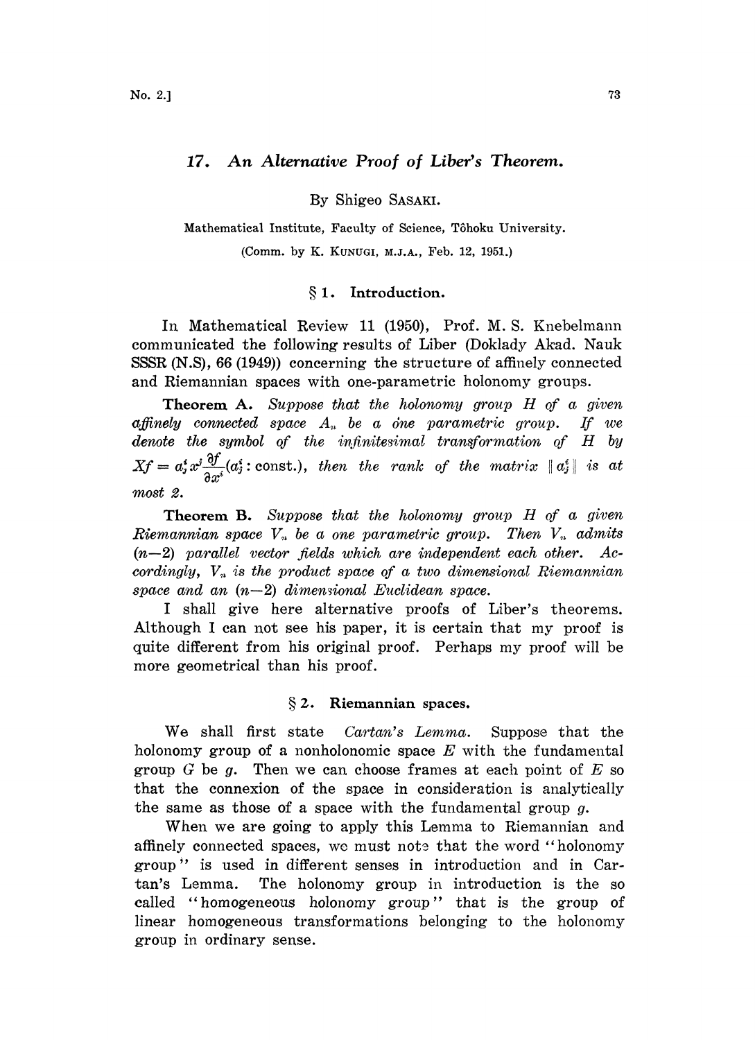# 17. An Alternative Proof of Liber's Theorem.

By Shigeo SASAKI.

Mathematical Institute, Faculty of Science, Tôhoku University.

(Comm. by K. KUNUGI, M.J.A., Feb. 12, 1951.)

## § 1. Introduction.

In Mathematical Review 11 (1950), Prof. M. S. Knebelmann communicated the following results of Liber (Doklady Akad. Nauk SSSR (N.S), 66 (1949)) concerning the structure of affinely connected and Riemannian spaces with one-parametric holonomy groups.

**Theorem A.** *Suppose that the holonomy group $H$ of a given affinely connected space $A_n$ be a one parametric group. If we denote the symbol of the infinitesimal transformation of $H$ by $Xf = a^i_j x^j \frac{\partial f}{\partial x^i}$ ($a^i_j$ : const.), then the rank of the matrix $\| a^i_j \|$ is at most 2.*

**Theorem B.** *Suppose that the holonomy group $H$ of a given Riemannian space $V_n$ be a one parametric group. Then $V_n$ admits $(n-2)$ parallel vector fields which are independent each other. Accordingly, $V_n$ is the product space of a two dimensional Riemannian space and an $(n-2)$ dimensional Euclidean space.*

I shall give here alternative proofs of Liber's theorems. Although I can not see his paper, it is certain that my proof is quite different from his original proof. Perhaps my proof will be more geometrical than his proof.

## § 2. Riemannian spaces.

We shall first state *Cartan's Lemma.* Suppose that the holonomy group of a nonholonomic space $E$ with the fundamental group $G$ be $g$. Then we can choose frames at each point of $E$ so that the connexion of the space in consideration is analytically the same as those of a space with the fundamental group $g$.

When we are going to apply this Lemma to Riemannian and affinely connected spaces, we must note that the word "holonomy group" is used in different senses in introduction and in Cartan's Lemma. The holonomy group in introduction is the so called "homogeneous holonomy group" that is the group of linear homogeneous transformations belonging to the holonomy group in ordinary sense.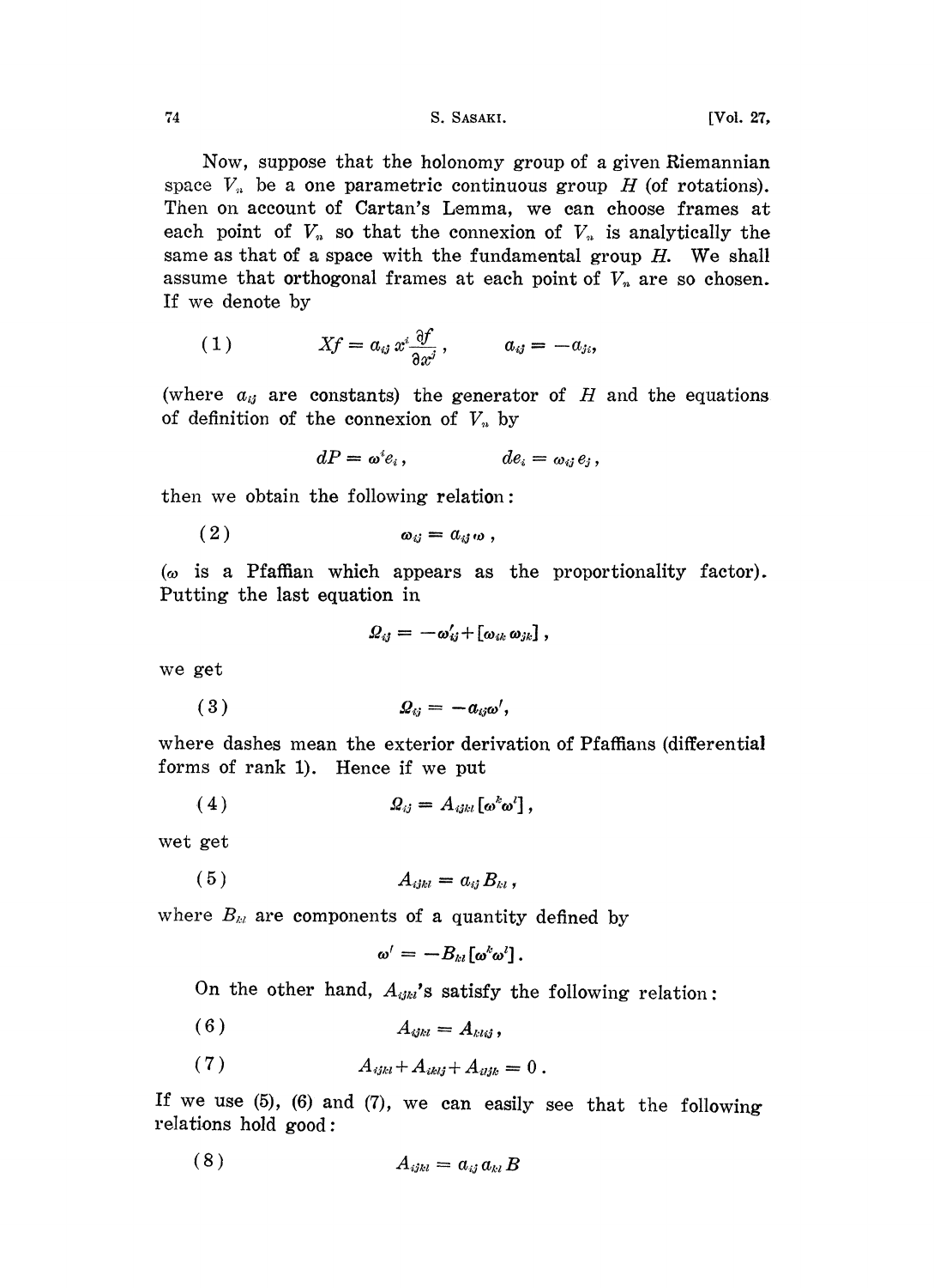Now, suppose that the holonomy group of a given Riemannian space $V_n$ be a one parametric continuous group $H$ (of rotations). Then on account of Cartan's Lemma, we can choose frames at each point of $V_n$ so that the connexion of $V_n$ is analytically the same as that of a space with the fundamental group $H$. We shall assume that orthogonal frames at each point of $V_n$ are so chosen. If we denote by

$$(1) \qquad Xf = a_{ij}\, x^i \frac{\partial f}{\partial x^j}, \qquad a_{ij} = -a_{ji},$$

(where $a_{ij}$ are constants) the generator of $H$ and the equations of definition of the connexion of $V_n$ by

$$dP = \omega^i e_i, \qquad de_i = \omega_{ij}\, e_j,$$

then we obtain the following relation:

$$(2) \qquad \omega_{ij} = a_{ij}\, \omega,$$

($\omega$ is a Pfaffian which appears as the proportionality factor). Putting the last equation in

$$\Omega_{ij} = -\omega'_{ij} + [\omega_{ik}\, \omega_{jk}],$$

we get

$$(3) \qquad \Omega_{ij} = -a_{ij}\omega',$$

where dashes mean the exterior derivation of Pfaffians (differential forms of rank 1). Hence if we put

$$(4) \qquad \Omega_{ij} = A_{ijkl}\, [\omega^k \omega^l],$$

wet get

$$(5) \qquad A_{ijkl} = a_{ij}\, B_{kl},$$

where $B_{kl}$ are components of a quantity defined by

$$\omega' = -B_{kl}\, [\omega^k \omega^l].$$

On the other hand, $A_{ijkl}$'s satisfy the following relation:

$$(6) \qquad A_{ijkl} = A_{klij},$$

$$(7) \qquad A_{ijkl} + A_{iklj} + A_{iljk} = 0.$$

If we use (5), (6) and (7), we can easily see that the following relations hold good:

$$(8) \qquad A_{ijkl} = a_{ij}\, a_{kl}\, B$$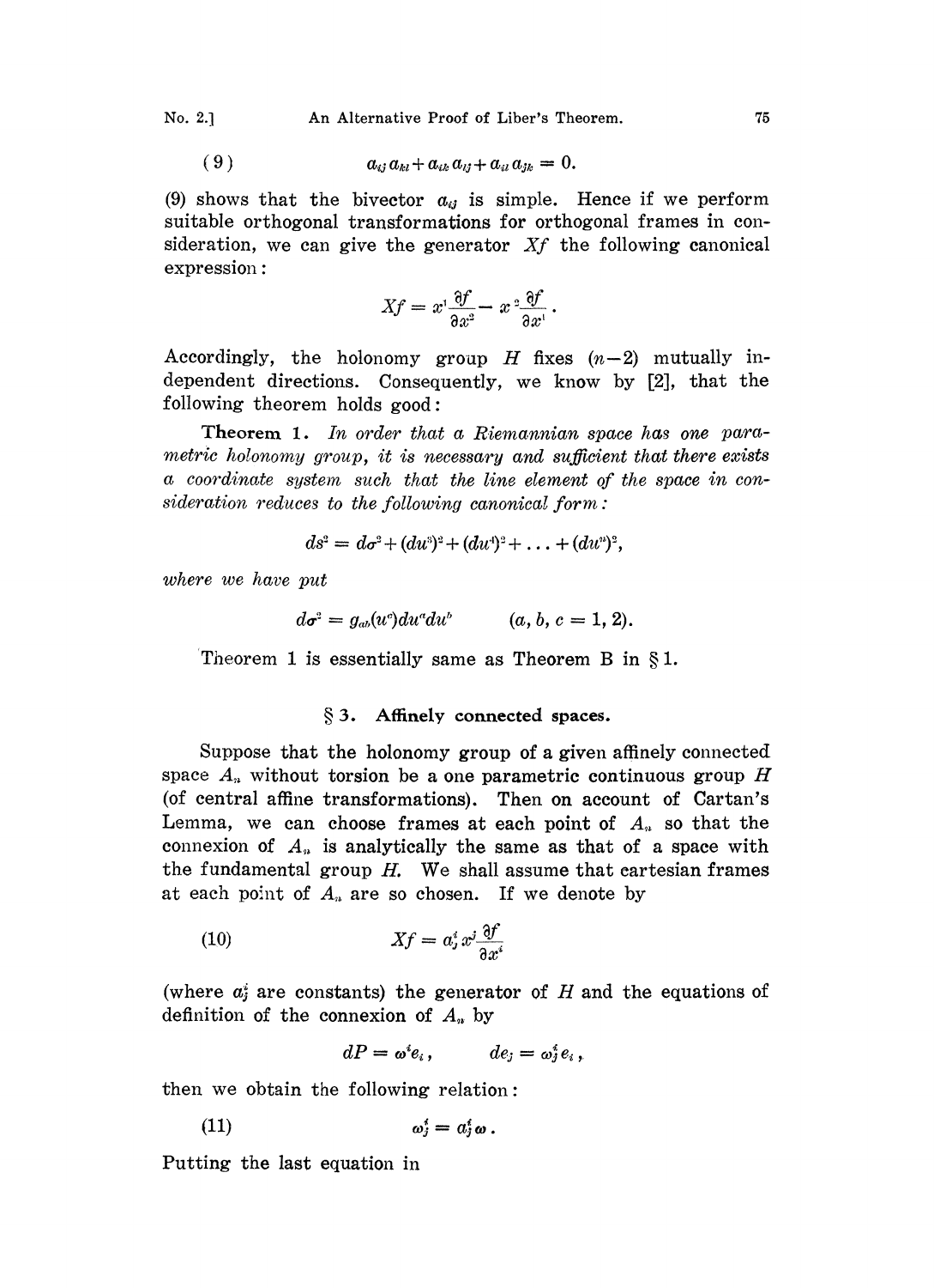$$(9) \qquad a_{ij}\,a_{kl} + a_{ik}\,a_{lj} + a_{il}\,a_{jk} = 0.$$

(9) shows that the bivector $a_{ij}$ is simple. Hence if we perform suitable orthogonal transformations for orthogonal frames in consideration, we can give the generator $Xf$ the following canonical expression:

$$Xf = x^1 \frac{\partial f}{\partial x^2} - x^2 \frac{\partial f}{\partial x^1}.$$

Accordingly, the holonomy group $H$ fixes $(n-2)$ mutually independent directions. Consequently, we know by [2], that the following theorem holds good:

**Theorem 1.** *In order that a Riemannian space has one parametric holonomy group, it is necessary and sufficient that there exists a coordinate system such that the line element of the space in consideration reduces to the following canonical form:*

$$ds^2 = d\sigma^2 + (du^3)^2 + (du^4)^2 + \ldots + (du^n)^2,$$

*where we have put*

$$d\sigma^2 = g_{ab}(u^c)du^a du^b \qquad (a, b, c = 1, 2).$$

Theorem 1 is essentially same as Theorem B in § 1.

## § 3. Affinely connected spaces.

Suppose that the holonomy group of a given affinely connected space $A_n$ without torsion be a one parametric continuous group $H$ (of central affine transformations). Then on account of Cartan's Lemma, we can choose frames at each point of $A_n$ so that the connexion of $A_n$ is analytically the same as that of a space with the fundamental group $H$. We shall assume that cartesian frames at each point of $A_n$ are so chosen. If we denote by

$$(10) \qquad Xf = a^i_j\, x^j \frac{\partial f}{\partial x^i}$$

(where $a^i_j$ are constants) the generator of $H$ and the equations of definition of the connexion of $A_n$ by

$$dP = \omega^i e_i, \qquad de_j = \omega^i_j e_i,$$

then we obtain the following relation:

$$(11) \qquad \omega^i_j = a^i_j\, \omega.$$

Putting the last equation in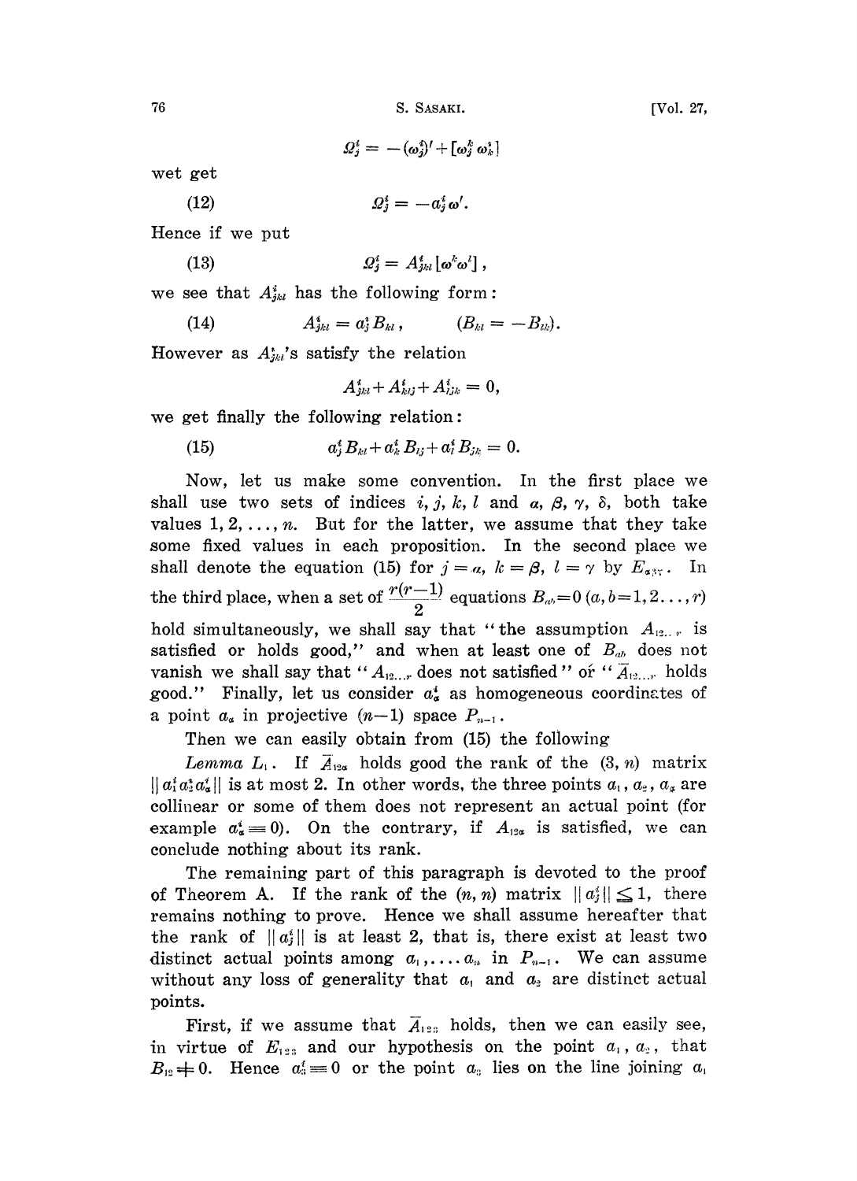$$\Omega^i_j = -(\omega^i_j)' + [\omega^k_j \omega^i_k]$$

wet get

(12) $$\Omega^i_j = -a^i_j \omega'.$$

Hence if we put

(13) $$\Omega^i_j = A^i_{jkl} [\omega^k \omega^l],$$

we see that $A^i_{jkl}$ has the following form:

(14) $$A^i_{jkl} = a^i_j B_{kl}, \qquad (B_{kl} = -B_{lk}).$$

However as $A^i_{jkl}$'s satisfy the relation

$$A^i_{jkl} + A^i_{klj} + A^i_{ljk} = 0,$$

we get finally the following relation:

(15) $$a^i_j B_{kl} + a^i_k B_{lj} + a^i_l B_{jk} = 0.$$

Now, let us make some convention. In the first place we shall use two sets of indices $i, j, k, l$ and $\alpha, \beta, \gamma, \delta$, both take values $1, 2, \ldots, n$. But for the latter, we assume that they take some fixed values in each proposition. In the second place we shall denote the equation (15) for $j = \alpha$, $k = \beta$, $l = \gamma$ by $E_{\alpha\beta\gamma}$. In the third place, when a set of $\frac{r(r-1)}{2}$ equations $B_{ab} = 0$ $(a, b = 1, 2 \ldots, r)$ hold simultaneously, we shall say that "the assumption $A_{12\ldots r}$ is satisfied or holds good," and when at least one of $B_{ab}$ does not vanish we shall say that "$A_{12\ldots r}$ does not satisfied" or "$\bar{A}_{12\ldots r}$ holds good." Finally, let us consider $a^i_\alpha$ as homogeneous coordinates of a point $a_\alpha$ in projective $(n-1)$ space $P_{n-1}$.

Then we can easily obtain from (15) the following

*Lemma* $L_1$. If $\bar{A}_{12\alpha}$ holds good the rank of the $(3, n)$ matrix $\| a^i_1 a^i_2 a^i_\alpha \|$ is at most 2. In other words, the three points $a_1, a_2, a_\alpha$ are collinear or some of them does not represent an actual point (for example $a^i_\alpha \equiv 0$). On the contrary, if $A_{12\alpha}$ is satisfied, we can conclude nothing about its rank.

The remaining part of this paragraph is devoted to the proof of Theorem A. If the rank of the $(n, n)$ matrix $\| a^i_j \| \leq 1$, there remains nothing to prove. Hence we shall assume hereafter that the rank of $\| a^i_j \|$ is at least 2, that is, there exist at least two distinct actual points among $a_1, \ldots a_n$ in $P_{n-1}$. We can assume without any loss of generality that $a_1$ and $a_2$ are distinct actual points.

First, if we assume that $\bar{A}_{123}$ holds, then we can easily see, in virtue of $E_{123}$ and our hypothesis on the point $a_1, a_2$, that $B_{12} \neq 0$. Hence $a^i_3 \equiv 0$ or the point $a_3$ lies on the line joining $a_1$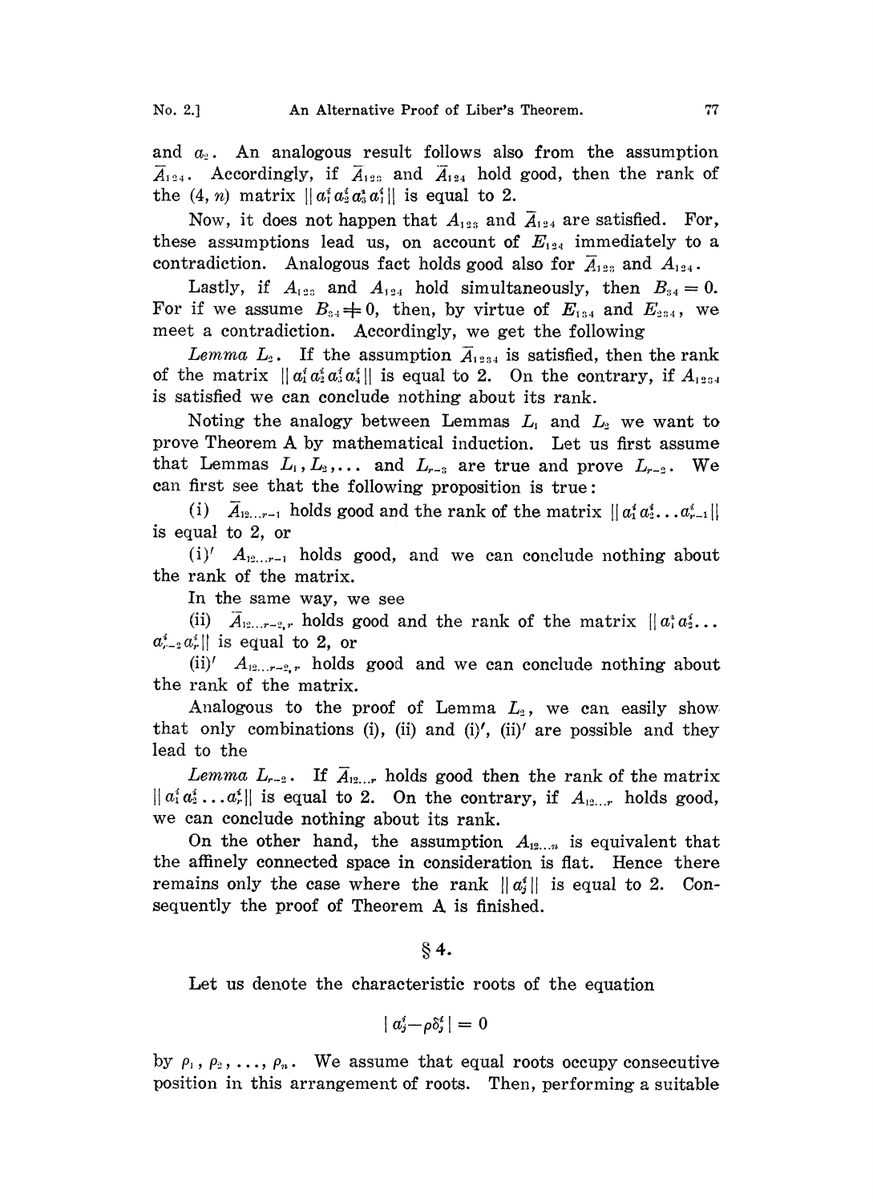and $a_2$. An analogous result follows also from the assumption $\bar{A}_{124}$. Accordingly, if $\bar{A}_{123}$ and $\bar{A}_{124}$ hold good, then the rank of the $(4, n)$ matrix $\| a_1^i a_2^i a_3^i a_4^i \|$ is equal to 2.

Now, it does not happen that $A_{123}$ and $\bar{A}_{124}$ are satisfied. For, these assumptions lead us, on account of $E_{124}$ immediately to a contradiction. Analogous fact holds good also for $\bar{A}_{123}$ and $A_{124}$.

Lastly, if $A_{123}$ and $A_{124}$ hold simultaneously, then $B_{34} = 0$. For if we assume $B_{34} \neq 0$, then, by virtue of $E_{134}$ and $E_{234}$, we meet a contradiction. Accordingly, we get the following

*Lemma* $L_2$. If the assumption $\bar{A}_{1234}$ is satisfied, then the rank of the matrix $\| a_1^i a_2^i a_3^i a_4^i \|$ is equal to 2. On the contrary, if $A_{1234}$ is satisfied we can conclude nothing about its rank.

Noting the analogy between Lemmas $L_1$ and $L_2$ we want to prove Theorem A by mathematical induction. Let us first assume that Lemmas $L_1, L_2, \ldots$ and $L_{r-3}$ are true and prove $L_{r-2}$. We can first see that the following proposition is true:

(i) $\bar{A}_{12\ldots r-1}$ holds good and the rank of the matrix $\| a_1^i a_2^i \ldots a_{r-1}^i \|$ is equal to 2, or

(i)′ $A_{12\ldots r-1}$ holds good, and we can conclude nothing about the rank of the matrix.

In the same way, we see

(ii) $\bar{A}_{12\ldots r-2, r}$ holds good and the rank of the matrix $\| a_1^i a_2^i \ldots a_{r-2}^i a_r^i \|$ is equal to 2, or

(ii)′ $A_{12\ldots r-2, r}$ holds good and we can conclude nothing about the rank of the matrix.

Analogous to the proof of Lemma $L_2$, we can easily show that only combinations (i), (ii) and (i)′, (ii)′ are possible and they lead to the

*Lemma* $L_{r-2}$. If $\bar{A}_{12\ldots r}$ holds good then the rank of the matrix $\| a_1^i a_2^i \ldots a_r^i \|$ is equal to 2. On the contrary, if $A_{12\ldots r}$ holds good, we can conclude nothing about its rank.

On the other hand, the assumption $A_{12\ldots n}$ is equivalent that the affinely connected space in consideration is flat. Hence there remains only the case where the rank $\| a_j^i \|$ is equal to 2. Consequently the proof of Theorem A is finished.

## § 4.

Let us denote the characteristic roots of the equation

$$| a_j^i - \rho \delta_j^i | = 0$$

by $\rho_1, \rho_2, \ldots, \rho_n$. We assume that equal roots occupy consecutive position in this arrangement of roots. Then, performing a suitable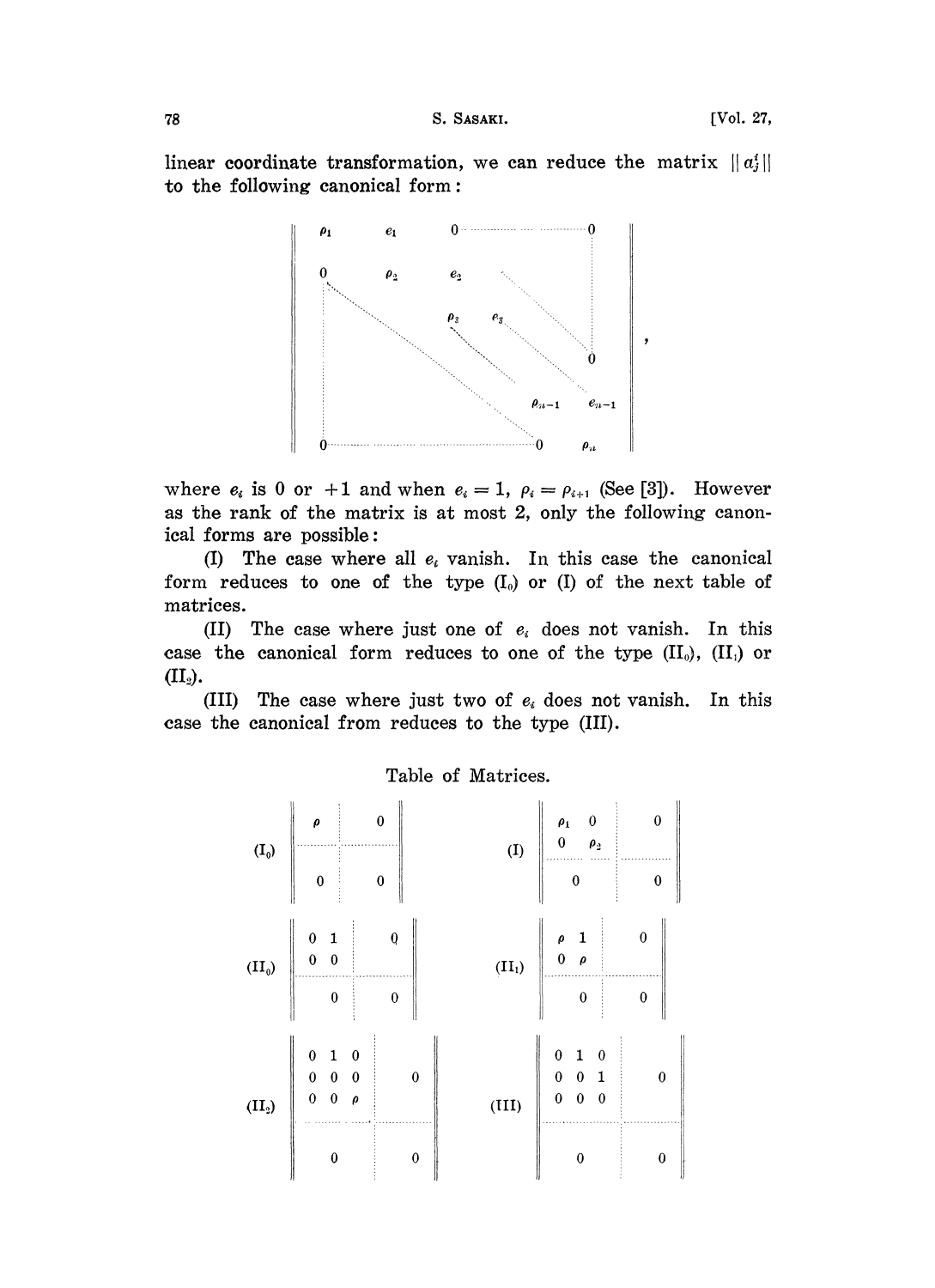linear coordinate transformation, we can reduce the matrix $\| a^i_j \|$ to the following canonical form:

$$\left\| \begin{array}{cccccc} \rho_1 & e_1 & 0 & \cdots & \cdots & 0 \\ 0 & \rho_2 & e_2 & & & \vdots \\ \vdots & & \rho_3 & e_3 & & \vdots \\ \vdots & & & \ddots & \ddots & 0 \\ \vdots & & & & \rho_{n-1} & e_{n-1} \\ 0 & \cdots & \cdots & \cdots & 0 & \rho_n \end{array} \right\|,$$

where $e_i$ is 0 or $+1$ and when $e_i = 1$, $\rho_i = \rho_{i+1}$ (See [3]). However as the rank of the matrix is at most 2, only the following canonical forms are possible:

(I) The case where all $e_i$ vanish. In this case the canonical form reduces to one of the type $(\mathrm{I}_0)$ or (I) of the next table of matrices.

(II) The case where just one of $e_i$ does not vanish. In this case the canonical form reduces to one of the type $(\mathrm{II}_0)$, $(\mathrm{II}_1)$ or $(\mathrm{II}_2)$.

(III) The case where just two of $e_i$ does not vanish. In this case the canonical from reduces to the type (III).

Table of Matrices.

$$(\mathrm{I}_0) \quad \left\| \begin{array}{c|c} \rho & 0 \\ \hline 0 & 0 \end{array} \right\| \qquad\qquad (\mathrm{I}) \quad \left\| \begin{array}{cc|c} \rho_1 & 0 & 0 \\ 0 & \rho_2 & \\ \hline \multicolumn{2}{c|}{0} & 0 \end{array} \right\|$$

$$(\mathrm{II}_0) \quad \left\| \begin{array}{cc|c} 0 & 1 & 0 \\ 0 & 0 & \\ \hline \multicolumn{2}{c|}{0} & 0 \end{array} \right\| \qquad\qquad (\mathrm{II}_1) \quad \left\| \begin{array}{cc|c} \rho & 1 & 0 \\ 0 & \rho & \\ \hline \multicolumn{2}{c|}{0} & 0 \end{array} \right\|$$

$$(\mathrm{II}_2) \quad \left\| \begin{array}{ccc|c} 0 & 1 & 0 & \\ 0 & 0 & 0 & 0 \\ 0 & 0 & \rho & \\ \hline \multicolumn{3}{c|}{0} & 0 \end{array} \right\| \qquad\qquad (\mathrm{III}) \quad \left\| \begin{array}{ccc|c} 0 & 1 & 0 & \\ 0 & 0 & 1 & 0 \\ 0 & 0 & 0 & \\ \hline \multicolumn{3}{c|}{0} & 0 \end{array} \right\|$$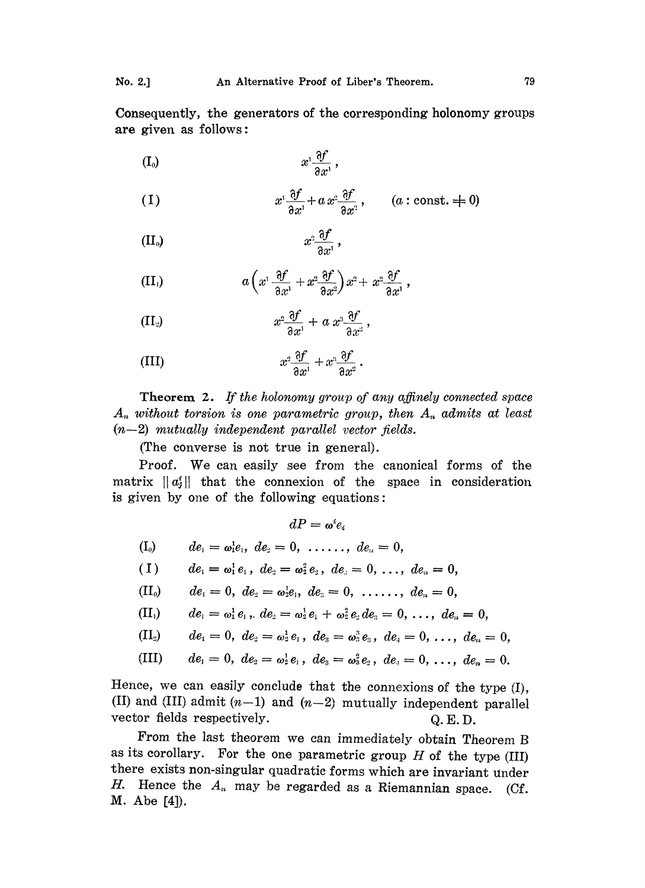Consequently, the generators of the corresponding holonomy groups are given as follows:

$$(\mathrm{I}_0) \qquad x^1\frac{\partial f}{\partial x^1},$$

$$(\mathrm{I}) \qquad x^1\frac{\partial f}{\partial x^1}+a\,x^2\frac{\partial f}{\partial x^2}, \qquad (a: \text{const.} \neq 0)$$

$$(\mathrm{II}_0) \qquad x^2\frac{\partial f}{\partial x^1},$$

$$(\mathrm{II}_1) \qquad a\left(x^1\frac{\partial f}{\partial x^1}+x^2\frac{\partial f}{\partial x^2}\right)x^2+x^2\frac{\partial f}{\partial x^1},$$

$$(\mathrm{II}_2) \qquad x^2\frac{\partial f}{\partial x^1}+a\,x^3\frac{\partial f}{\partial x^2},$$

$$(\mathrm{III}) \qquad x^2\frac{\partial f}{\partial x^1}+x^3\frac{\partial f}{\partial x^2}.$$

**Theorem 2.** *If the holonomy group of any affinely connected space $A_n$ without torsion is one parametric group, then $A_n$ admits at least $(n-2)$ mutually independent parallel vector fields.*

(The converse is not true in general).

Proof. We can easily see from the canonical forms of the matrix $\|a^i_j\|$ that the connexion of the space in consideration is given by one of the following equations:

$$dP = \omega^i e_i$$

$(\mathrm{I}_0)$ $\quad de_1 = \omega^1_1 e_1,\ de_2 = 0,\ \ldots\ldots,\ de_n = 0,$

$(\mathrm{I})$ $\quad de_1 = \omega^1_1 e_1,\ de_2 = \omega^2_2 e_2,\ de_3 = 0, \ldots, de_n = 0,$

$(\mathrm{II}_0)$ $\quad de_1 = 0,\ de_2 = \omega^1_2 e_1,\ de_3 = 0,\ \ldots\ldots,\ de_n = 0,$

$(\mathrm{II}_1)$ $\quad de_1 = \omega^1_1 e_1,\ de_2 = \omega^1_2 e_1 + \omega^2_2 e_2\, de_3 = 0, \ldots, de_n = 0,$

$(\mathrm{II}_2)$ $\quad de_1 = 0,\ de_2 = \omega^1_2 e_1,\ de_3 = \omega^3_3 e_3,\ de_4 = 0, \ldots, de_n = 0,$

$(\mathrm{III})$ $\quad de_1 = 0,\ de_2 = \omega^1_2 e_1,\ de_3 = \omega^2_3 e_2,\ de_4 = 0, \ldots, de_n = 0.$

Hence, we can easily conclude that the connexions of the type (I), (II) and (III) admit $(n-1)$ and $(n-2)$ mutually independent parallel vector fields respectively. Q. E. D.

From the last theorem we can immediately obtain Theorem B as its corollary. For the one parametric group $H$ of the type (III) there exists non-singular quadratic forms which are invariant under $H$. Hence the $A_n$ may be regarded as a Riemannian space. (Cf. M. Abe [4]).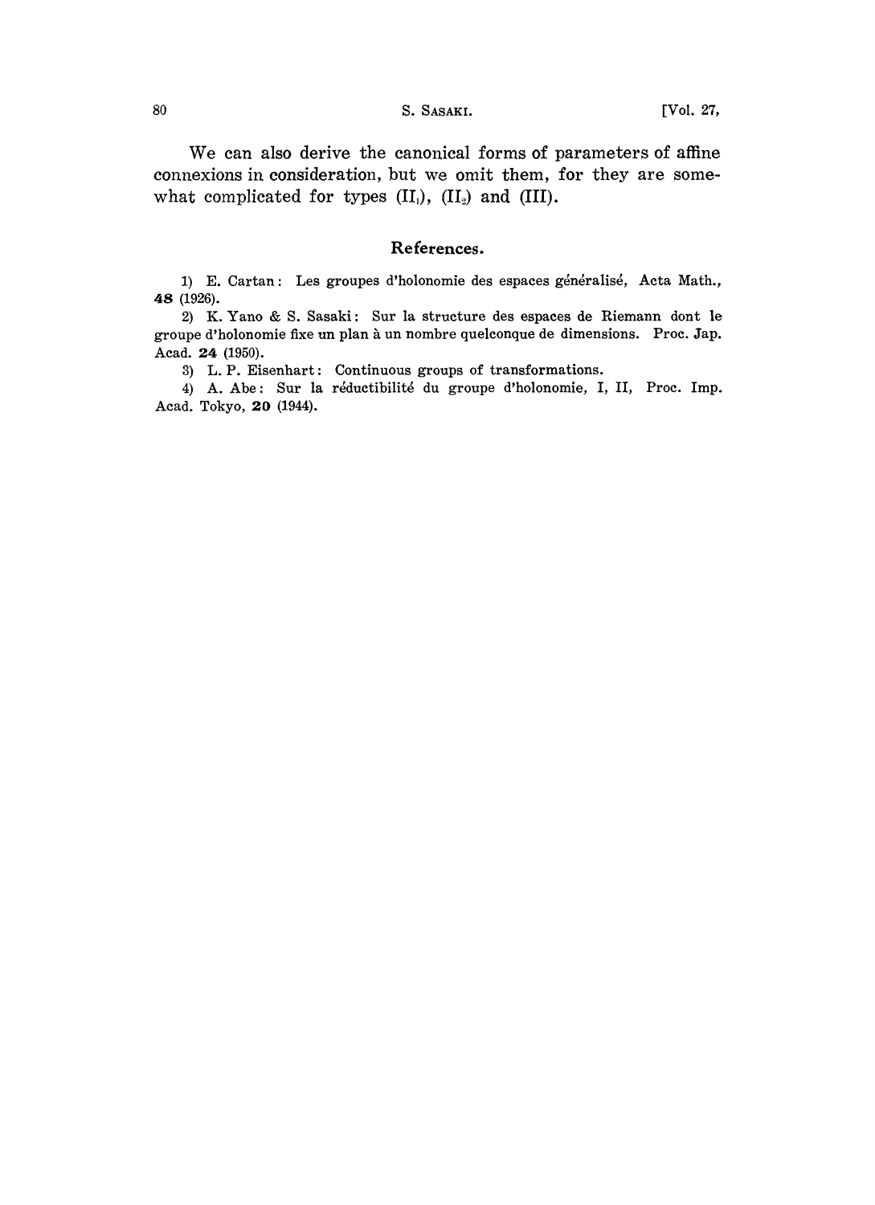We can also derive the canonical forms of parameters of affine connexions in consideration, but we omit them, for they are somewhat complicated for types ($\mathrm{II}_1$), ($\mathrm{II}_2$) and (III).

## References.

1) E. Cartan: Les groupes d'holonomie des espaces généralisé, Acta Math., **48** (1926).

2) K. Yano & S. Sasaki: Sur la structure des espaces de Riemann dont le groupe d'holonomie fixe un plan à un nombre quelconque de dimensions. Proc. Jap. Acad. **24** (1950).

3) L. P. Eisenhart: Continuous groups of transformations.

4) A. Abe: Sur la réductibilité du groupe d'holonomie, I, II, Proc. Imp. Acad. Tokyo, **20** (1944).